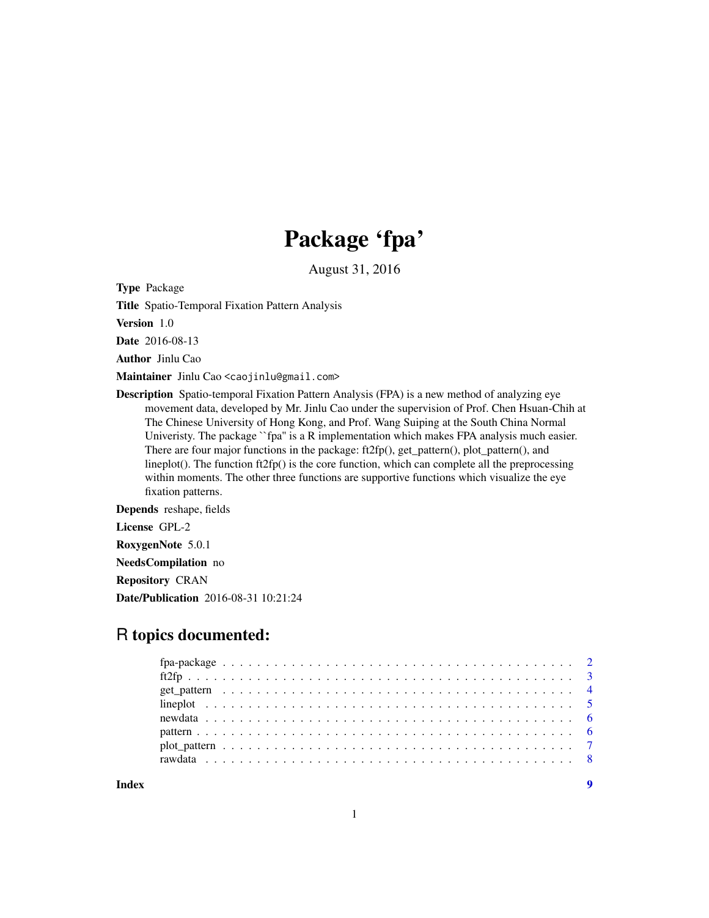# Package 'fpa'

August 31, 2016

**Type** Package

**Title** Spatio-Temporal Fixation Pattern Analysis

**Version** 1.0

**Date** 2016-08-13

**Author** Jinlu Cao

**Maintainer** Jinlu Cao <caojinlu@gmail.com>

**Description** Spatio-temporal Fixation Pattern Analysis (FPA) is a new method of analyzing eye movement data, developed by Mr. Jinlu Cao under the supervision of Prof. Chen Hsuan-Chih at The Chinese University of Hong Kong, and Prof. Wang Suiping at the South China Normal Univeristy. The package ``fpa'' is a R implementation which makes FPA analysis much easier. There are four major functions in the package: ft2fp(), get_pattern(), plot_pattern(), and lineplot(). The function ft2fp() is the core function, which can complete all the preprocessing within moments. The other three functions are supportive functions which visualize the eye fixation patterns.

**Depends** reshape, fields

**License** GPL-2

**RoxygenNote** 5.0.1

**NeedsCompilation** no

**Repository** CRAN

**Date/Publication** 2016-08-31 10:21:24

## R topics documented:

- fpa-package . . . . . . . . . . 2
- ft2fp . . . . . . . . . . 3
- get_pattern . . . . . . . . . . 4
- lineplot . . . . . . . . . . 5
- newdata . . . . . . . . . . 6
- pattern . . . . . . . . . . 6
- plot_pattern . . . . . . . . . . 7
- rawdata . . . . . . . . . . 8

**Index** 9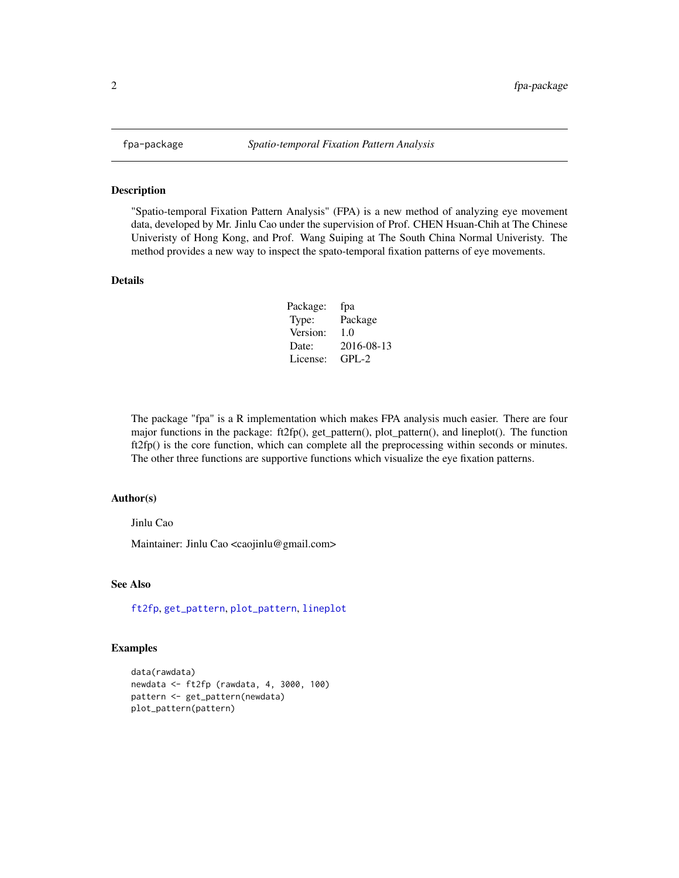# fpa-package *Spatio-temporal Fixation Pattern Analysis*

## Description

"Spatio-temporal Fixation Pattern Analysis" (FPA) is a new method of analyzing eye movement data, developed by Mr. Jinlu Cao under the supervision of Prof. CHEN Hsuan-Chih at The Chinese Univeristy of Hong Kong, and Prof. Wang Suiping at The South China Normal Univeristy. The method provides a new way to inspect the spato-temporal fixation patterns of eye movements.

## Details

| | |
|---|---|
| Package: | fpa |
| Type: | Package |
| Version: | 1.0 |
| Date: | 2016-08-13 |
| License: | GPL-2 |

The package "fpa" is a R implementation which makes FPA analysis much easier. There are four major functions in the package: ft2fp(), get_pattern(), plot_pattern(), and lineplot(). The function ft2fp() is the core function, which can complete all the preprocessing within seconds or minutes. The other three functions are supportive functions which visualize the eye fixation patterns.

## Author(s)

Jinlu Cao

Maintainer: Jinlu Cao <caojinlu@gmail.com>

## See Also

ft2fp, get_pattern, plot_pattern, lineplot

## Examples

```
data(rawdata)
newdata <- ft2fp (rawdata, 4, 3000, 100)
pattern <- get_pattern(newdata)
plot_pattern(pattern)
```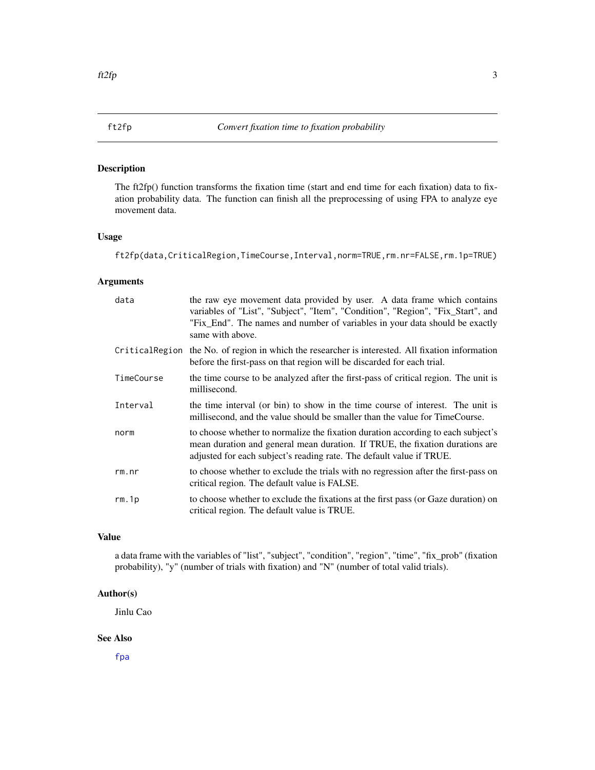# ft2fp — *Convert fixation time to fixation probability*

## Description

The ft2fp() function transforms the fixation time (start and end time for each fixation) data to fixation probability data. The function can finish all the preprocessing of using FPA to analyze eye movement data.

## Usage

```
ft2fp(data,CriticalRegion,TimeCourse,Interval,norm=TRUE,rm.nr=FALSE,rm.1p=TRUE)
```

## Arguments

| Argument | Description |
|---|---|
| `data` | the raw eye movement data provided by user. A data frame which contains variables of "List", "Subject", "Item", "Condition", "Region", "Fix_Start", and "Fix_End". The names and number of variables in your data should be exactly same with above. |
| `CriticalRegion` | the No. of region in which the researcher is interested. All fixation information before the first-pass on that region will be discarded for each trial. |
| `TimeCourse` | the time course to be analyzed after the first-pass of critical region. The unit is millisecond. |
| `Interval` | the time interval (or bin) to show in the time course of interest. The unit is millisecond, and the value should be smaller than the value for TimeCourse. |
| `norm` | to choose whether to normalize the fixation duration according to each subject's mean duration and general mean duration. If TRUE, the fixation durations are adjusted for each subject's reading rate. The default value if TRUE. |
| `rm.nr` | to choose whether to exclude the trials with no regression after the first-pass on critical region. The default value is FALSE. |
| `rm.1p` | to choose whether to exclude the fixations at the first pass (or Gaze duration) on critical region. The default value is TRUE. |

## Value

a data frame with the variables of "list", "subject", "condition", "region", "time", "fix_prob" (fixation probability), "y" (number of trials with fixation) and "N" (number of total valid trials).

## Author(s)

Jinlu Cao

## See Also

fpa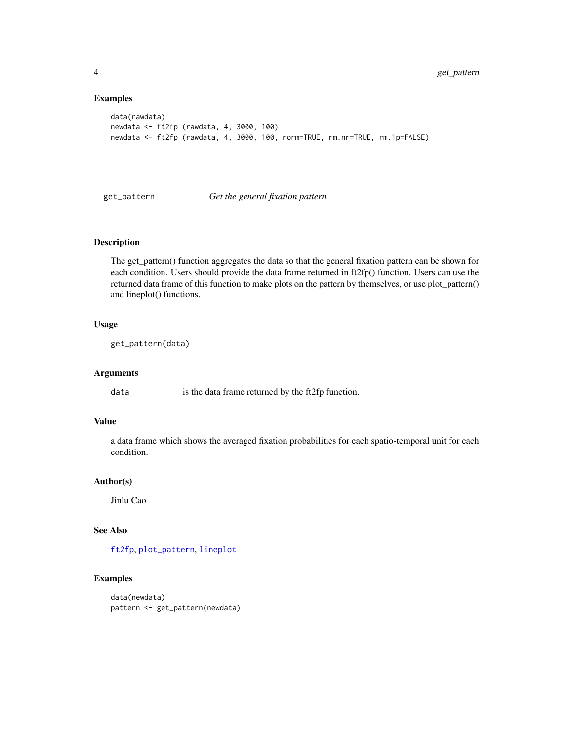### Examples

```
data(rawdata)
newdata <- ft2fp (rawdata, 4, 3000, 100)
newdata <- ft2fp (rawdata, 4, 3000, 100, norm=TRUE, rm.nr=TRUE, rm.1p=FALSE)
```

---

## get_pattern — *Get the general fixation pattern*

---

### Description

The get_pattern() function aggregates the data so that the general fixation pattern can be shown for each condition. Users should provide the data frame returned in ft2fp() function. Users can use the returned data frame of this function to make plots on the pattern by themselves, or use plot_pattern() and lineplot() functions.

### Usage

```
get_pattern(data)
```

### Arguments

| | |
|---|---|
| `data` | is the data frame returned by the ft2fp function. |

### Value

a data frame which shows the averaged fixation probabilities for each spatio-temporal unit for each condition.

### Author(s)

Jinlu Cao

### See Also

`ft2fp`, `plot_pattern`, `lineplot`

### Examples

```
data(newdata)
pattern <- get_pattern(newdata)
```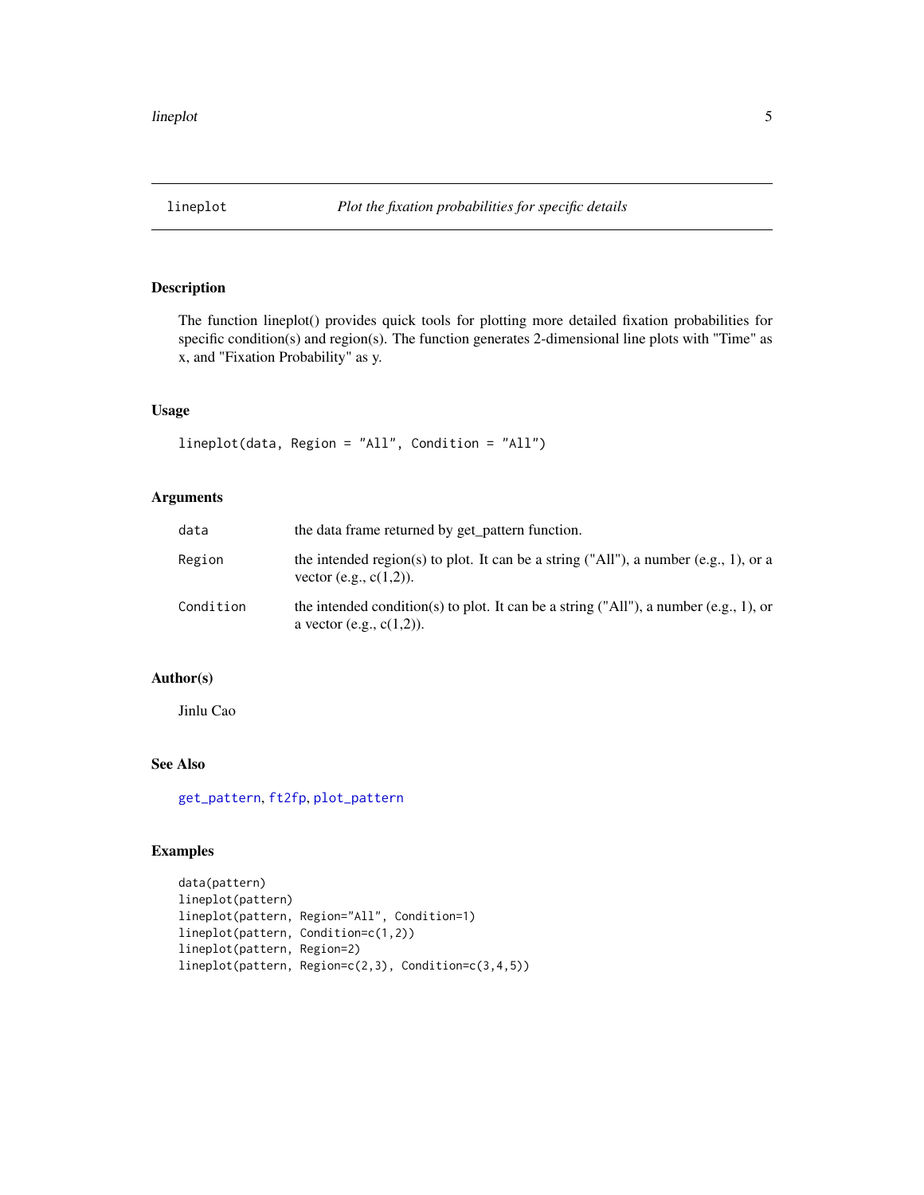# lineplot — *Plot the fixation probabilities for specific details*

## Description

The function lineplot() provides quick tools for plotting more detailed fixation probabilities for specific condition(s) and region(s). The function generates 2-dimensional line plots with "Time" as x, and "Fixation Probability" as y.

## Usage

```
lineplot(data, Region = "All", Condition = "All")
```

## Arguments

| | |
|---|---|
| `data` | the data frame returned by get_pattern function. |
| `Region` | the intended region(s) to plot. It can be a string ("All"), a number (e.g., 1), or a vector (e.g., c(1,2)). |
| `Condition` | the intended condition(s) to plot. It can be a string ("All"), a number (e.g., 1), or a vector (e.g., c(1,2)). |

## Author(s)

Jinlu Cao

## See Also

get_pattern, ft2fp, plot_pattern

## Examples

```
data(pattern)
lineplot(pattern)
lineplot(pattern, Region="All", Condition=1)
lineplot(pattern, Condition=c(1,2))
lineplot(pattern, Region=2)
lineplot(pattern, Region=c(2,3), Condition=c(3,4,5))
```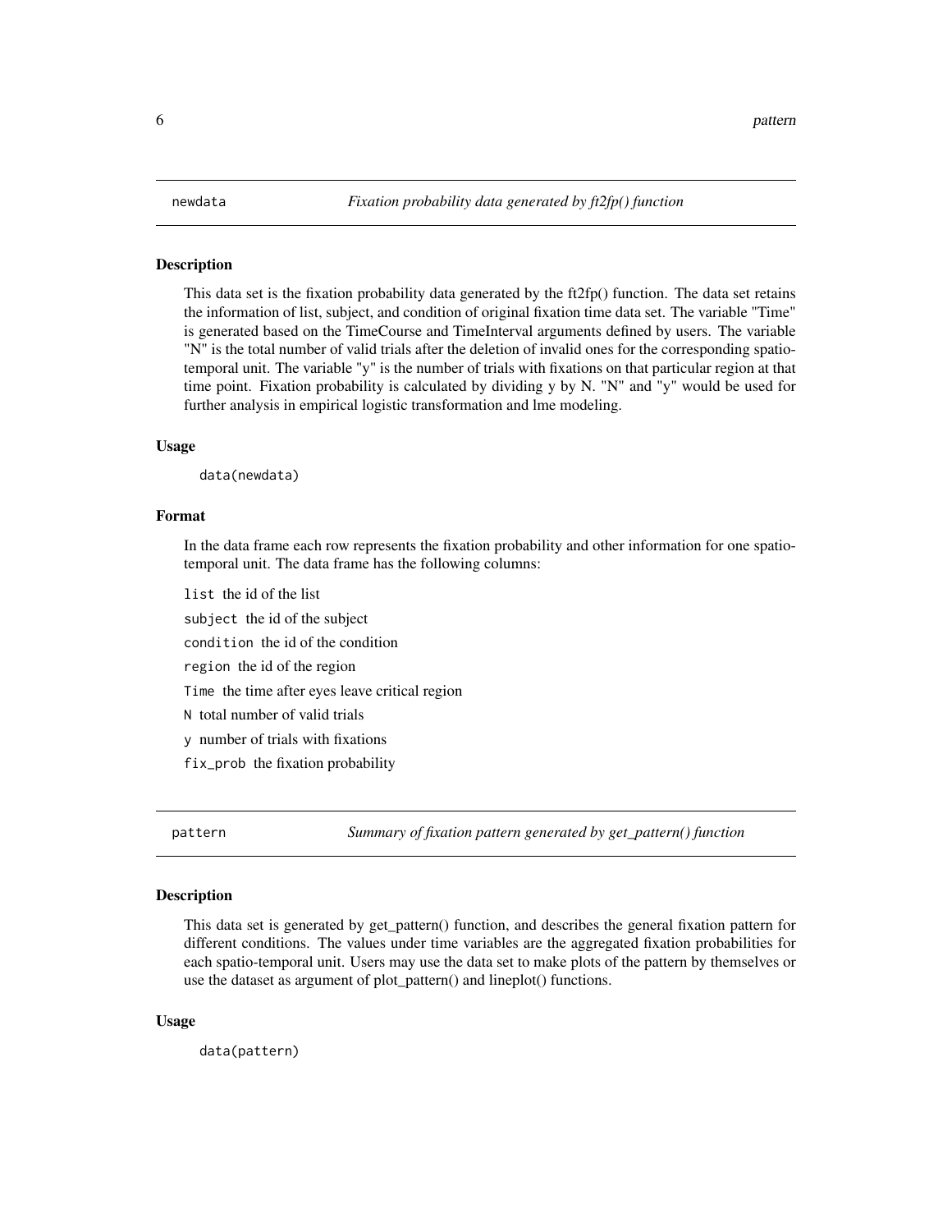## newdata

*Fixation probability data generated by ft2fp() function*

### Description

This data set is the fixation probability data generated by the ft2fp() function. The data set retains the information of list, subject, and condition of original fixation time data set. The variable "Time" is generated based on the TimeCourse and TimeInterval arguments defined by users. The variable "N" is the total number of valid trials after the deletion of invalid ones for the corresponding spatio-temporal unit. The variable "y" is the number of trials with fixations on that particular region at that time point. Fixation probability is calculated by dividing y by N. "N" and "y" would be used for further analysis in empirical logistic transformation and lme modeling.

### Usage

```
data(newdata)
```

### Format

In the data frame each row represents the fixation probability and other information for one spatio-temporal unit. The data frame has the following columns:

- `list` the id of the list
- `subject` the id of the subject
- `condition` the id of the condition
- `region` the id of the region
- `Time` the time after eyes leave critical region
- `N` total number of valid trials
- `y` number of trials with fixations
- `fix_prob` the fixation probability

## pattern

*Summary of fixation pattern generated by get_pattern() function*

### Description

This data set is generated by get_pattern() function, and describes the general fixation pattern for different conditions. The values under time variables are the aggregated fixation probabilities for each spatio-temporal unit. Users may use the data set to make plots of the pattern by themselves or use the dataset as argument of plot_pattern() and lineplot() functions.

### Usage

```
data(pattern)
```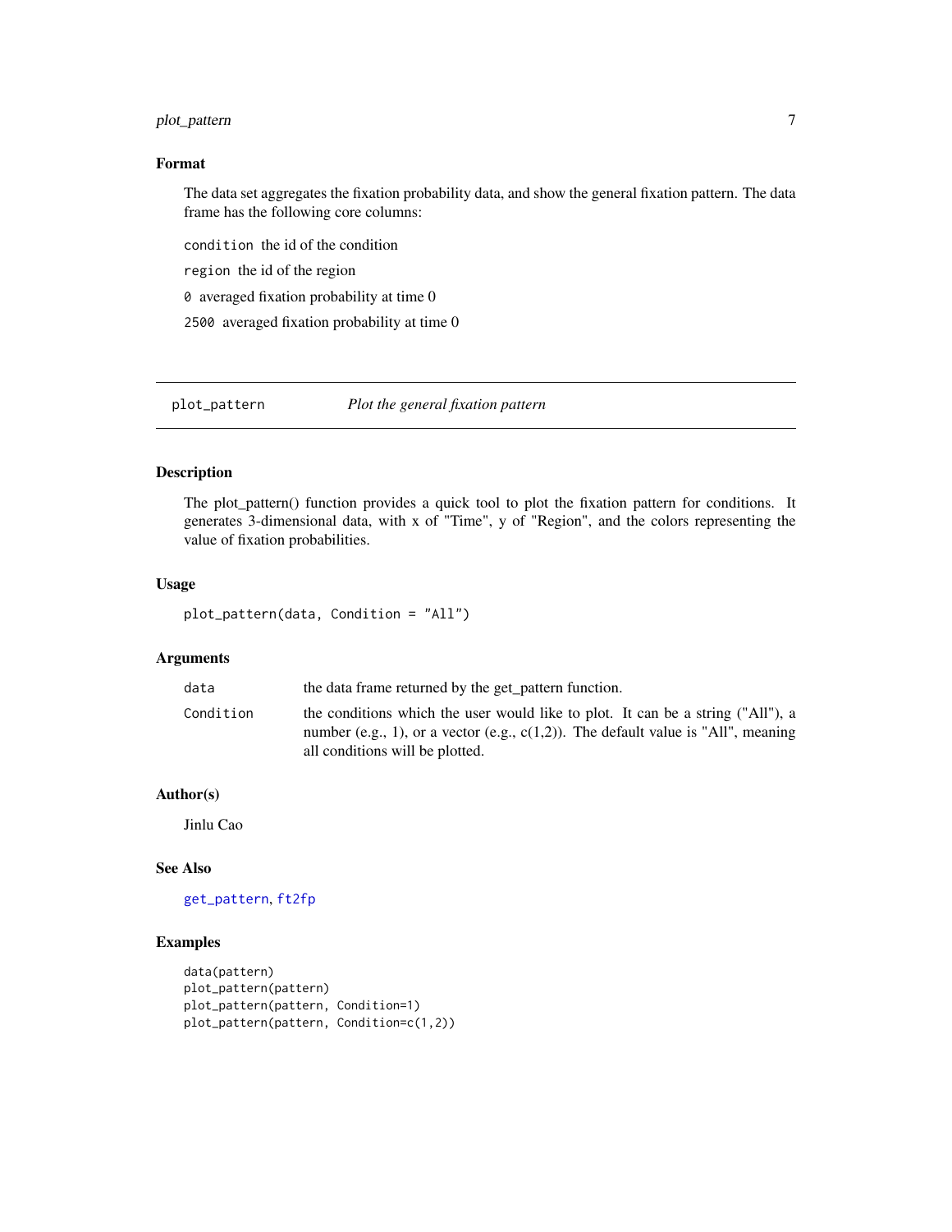### Format

The data set aggregates the fixation probability data, and show the general fixation pattern. The data frame has the following core columns:

`condition` the id of the condition

`region` the id of the region

`0` averaged fixation probability at time 0

`2500` averaged fixation probability at time 0

---

## plot_pattern *Plot the general fixation pattern*

---

### Description

The plot_pattern() function provides a quick tool to plot the fixation pattern for conditions. It generates 3-dimensional data, with x of "Time", y of "Region", and the colors representing the value of fixation probabilities.

### Usage

```
plot_pattern(data, Condition = "All")
```

### Arguments

| | |
|---|---|
| `data` | the data frame returned by the get_pattern function. |
| `Condition` | the conditions which the user would like to plot. It can be a string ("All"), a number (e.g., 1), or a vector (e.g., c(1,2)). The default value is "All", meaning all conditions will be plotted. |

### Author(s)

Jinlu Cao

### See Also

`get_pattern`, `ft2fp`

### Examples

```
data(pattern)
plot_pattern(pattern)
plot_pattern(pattern, Condition=1)
plot_pattern(pattern, Condition=c(1,2))
```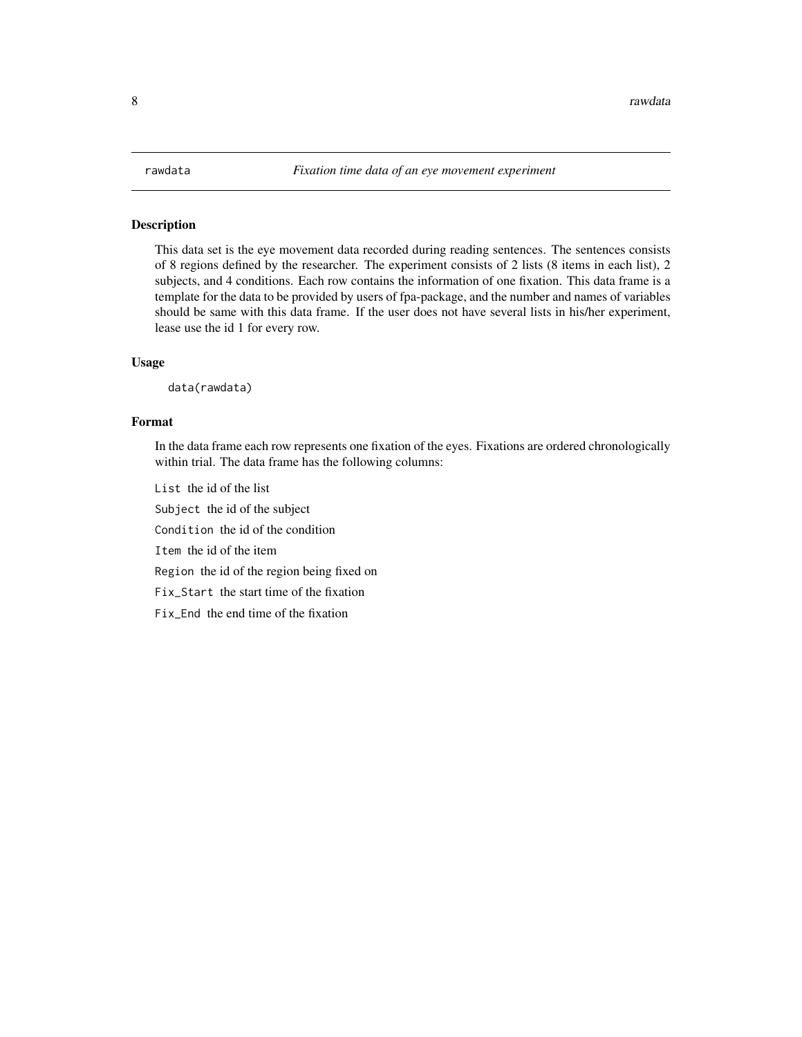rawdata *Fixation time data of an eye movement experiment*

## Description

This data set is the eye movement data recorded during reading sentences. The sentences consists of 8 regions defined by the researcher. The experiment consists of 2 lists (8 items in each list), 2 subjects, and 4 conditions. Each row contains the information of one fixation. This data frame is a template for the data to be provided by users of fpa-package, and the number and names of variables should be same with this data frame. If the user does not have several lists in his/her experiment, lease use the id 1 for every row.

## Usage

```
data(rawdata)
```

## Format

In the data frame each row represents one fixation of the eyes. Fixations are ordered chronologically within trial. The data frame has the following columns:

`List` the id of the list

`Subject` the id of the subject

`Condition` the id of the condition

`Item` the id of the item

`Region` the id of the region being fixed on

`Fix_Start` the start time of the fixation

`Fix_End` the end time of the fixation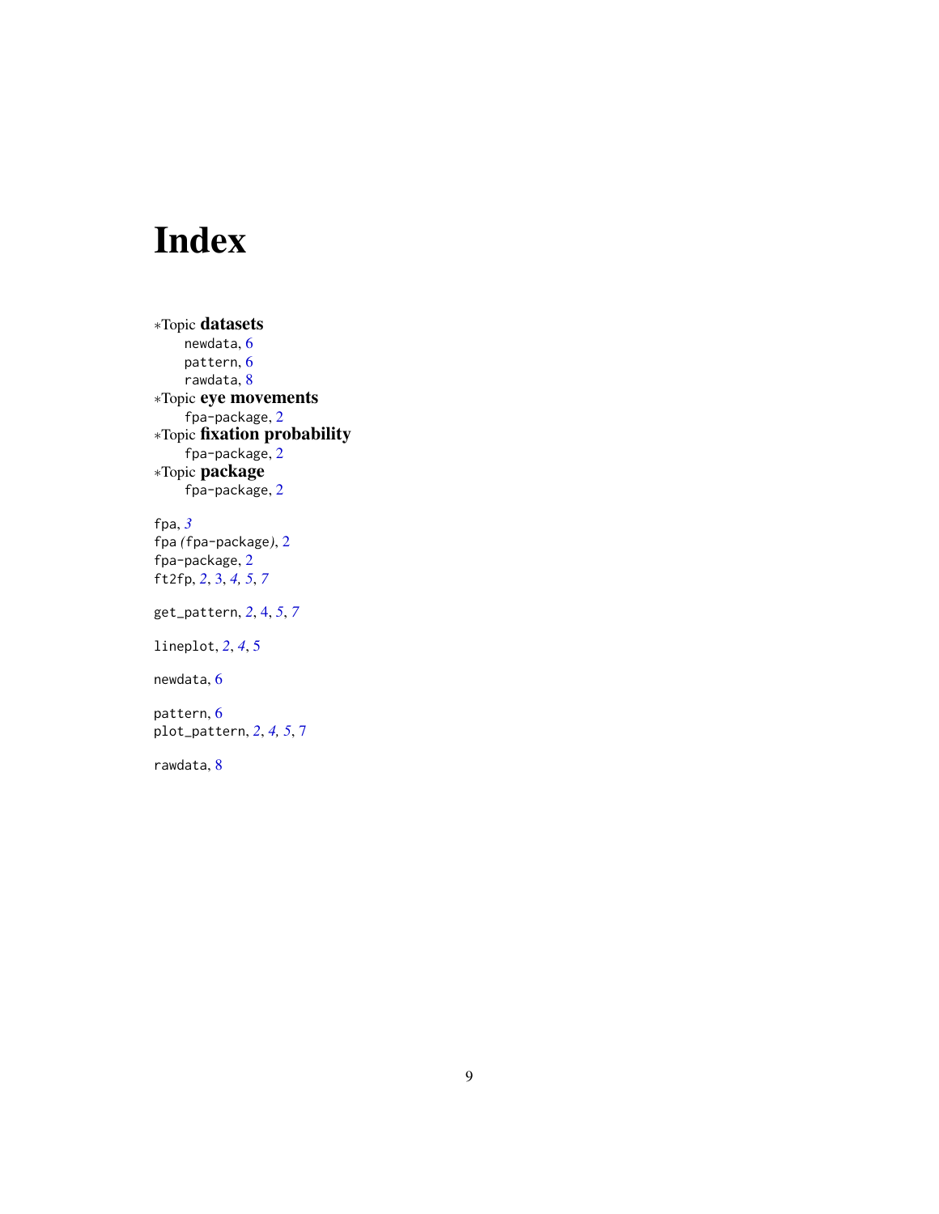# Index

*Topic **datasets**
    newdata, 6
    pattern, 6
    rawdata, 8

*Topic **eye movements**
    fpa-package, 2

*Topic **fixation probability**
    fpa-package, 2

*Topic **package**
    fpa-package, 2

fpa, *3*
fpa (fpa-package), 2
fpa-package, 2
ft2fp, *2*, 3, *4, 5*, *7*

get_pattern, *2*, 4, *5*, *7*

lineplot, *2*, *4*, 5

newdata, 6

pattern, 6
plot_pattern, *2*, *4, 5*, 7

rawdata, 8